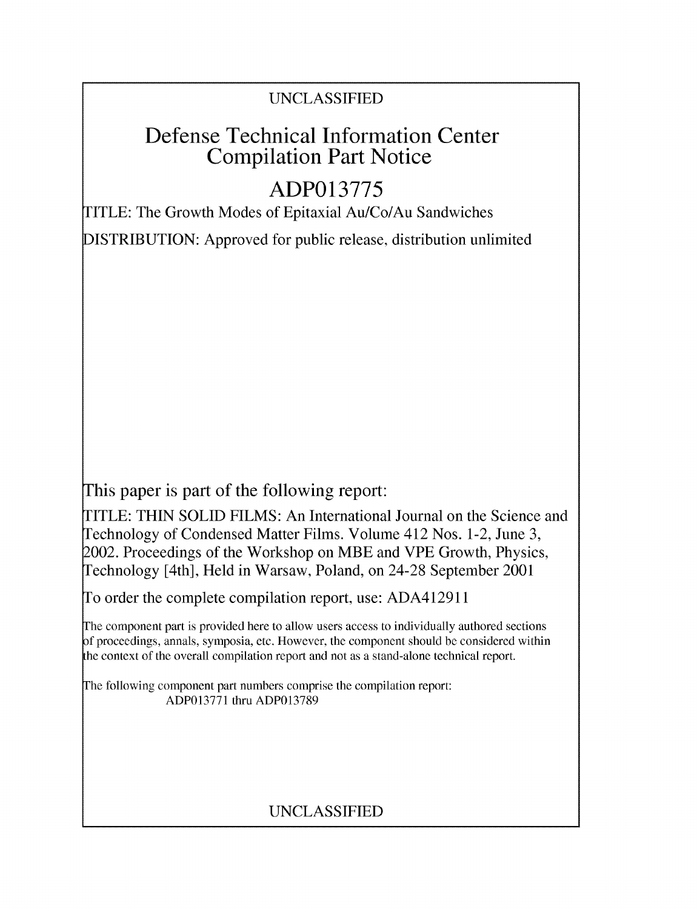UNCLASSIFIED

# Defense Technical Information Center Compilation Part Notice

## ADP013775

TITLE: The Growth Modes of Epitaxial Au/Co/Au Sandwiches

DISTRIBUTION: Approved for public release, distribution unlimited

This paper is part of the following report:

TITLE: THIN SOLID FILMS: An International Journal on the Science and Technology of Condensed Matter Films. Volume 412 Nos. 1-2, June 3, 2002. Proceedings of the Workshop on MBE and VPE Growth, Physics, Technology [4th], Held in Warsaw, Poland, on 24-28 September 2001

To order the complete compilation report, use: ADA412911

The component part is provided here to allow users access to individually authored sections of proceedings, annals, symposia, etc. However, the component should be considered within the context of the overall compilation report and not as a stand-alone technical report.

The following component part numbers comprise the compilation report:
ADP013771 thru ADP013789

UNCLASSIFIED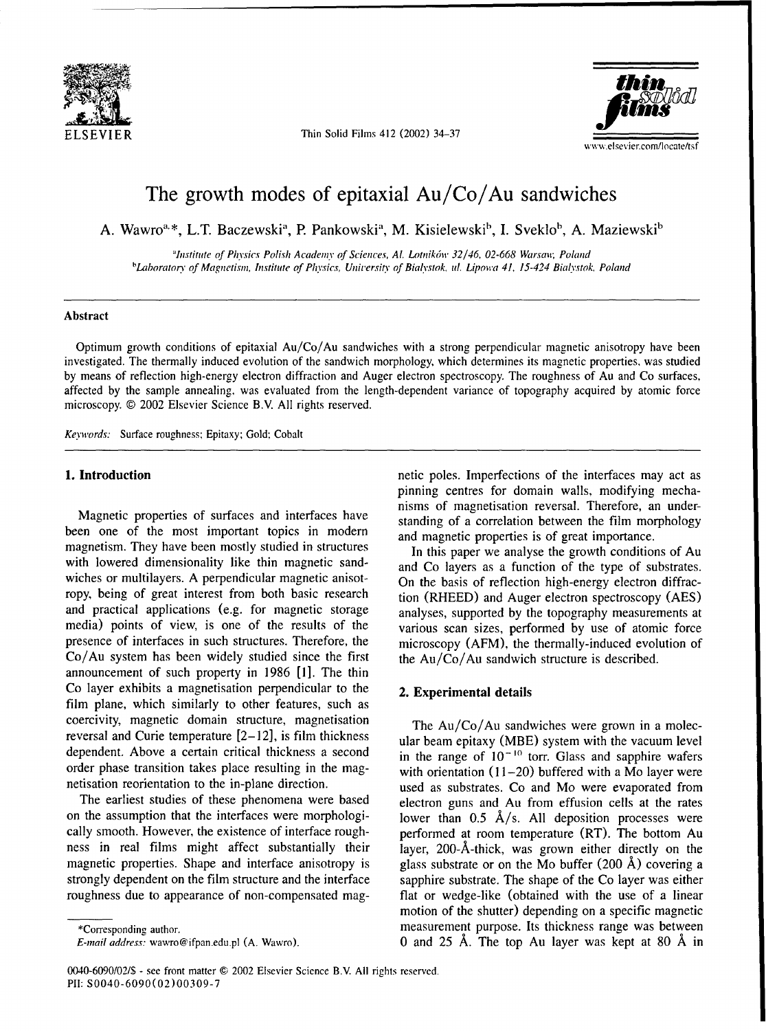# The growth modes of epitaxial Au/Co/Au sandwiches

A. Wawro[a,*], L.T. Baczewski[a], P. Pankowski[a], M. Kisielewski[b], I. Sveklo[b], A. Maziewski[b]

[a]Institute of Physics Polish Academy of Sciences, Al. Lotników 32/46, 02-668 Warsaw, Poland

[b]Laboratory of Magnetism, Institute of Physics, University of Bialystok, ul. Lipowa 41, 15-424 Bialystok, Poland

## Abstract

Optimum growth conditions of epitaxial Au/Co/Au sandwiches with a strong perpendicular magnetic anisotropy have been investigated. The thermally induced evolution of the sandwich morphology, which determines its magnetic properties, was studied by means of reflection high-energy electron diffraction and Auger electron spectroscopy. The roughness of Au and Co surfaces, affected by the sample annealing, was evaluated from the length-dependent variance of topography acquired by atomic force microscopy. © 2002 Elsevier Science B.V. All rights reserved.

*Keywords:* Surface roughness; Epitaxy; Gold; Cobalt

## 1. Introduction

Magnetic properties of surfaces and interfaces have been one of the most important topics in modern magnetism. They have been mostly studied in structures with lowered dimensionality like thin magnetic sandwiches or multilayers. A perpendicular magnetic anisotropy, being of great interest from both basic research and practical applications (e.g. for magnetic storage media) points of view, is one of the results of the presence of interfaces in such structures. Therefore, the Co/Au system has been widely studied since the first announcement of such property in 1986 [1]. The thin Co layer exhibits a magnetisation perpendicular to the film plane, which similarly to other features, such as coercivity, magnetic domain structure, magnetisation reversal and Curie temperature [2–12], is film thickness dependent. Above a certain critical thickness a second order phase transition takes place resulting in the magnetisation reorientation to the in-plane direction.

The earliest studies of these phenomena were based on the assumption that the interfaces were morphologically smooth. However, the existence of interface roughness in real films might affect substantially their magnetic properties. Shape and interface anisotropy is strongly dependent on the film structure and the interface roughness due to appearance of non-compensated magnetic poles. Imperfections of the interfaces may act as pinning centres for domain walls, modifying mechanisms of magnetisation reversal. Therefore, an understanding of a correlation between the film morphology and magnetic properties is of great importance.

In this paper we analyse the growth conditions of Au and Co layers as a function of the type of substrates. On the basis of reflection high-energy electron diffraction (RHEED) and Auger electron spectroscopy (AES) analyses, supported by the topography measurements at various scan sizes, performed by use of atomic force microscopy (AFM), the thermally-induced evolution of the Au/Co/Au sandwich structure is described.

## 2. Experimental details

The Au/Co/Au sandwiches were grown in a molecular beam epitaxy (MBE) system with the vacuum level in the range of $10^{-10}$ torr. Glass and sapphire wafers with orientation (11–20) buffered with a Mo layer were used as substrates. Co and Mo were evaporated from electron guns and Au from effusion cells at the rates lower than 0.5 Å/s. All deposition processes were performed at room temperature (RT). The bottom Au layer, 200-Å-thick, was grown either directly on the glass substrate or on the Mo buffer (200 Å) covering a sapphire substrate. The shape of the Co layer was either flat or wedge-like (obtained with the use of a linear motion of the shutter) depending on a specific magnetic measurement purpose. Its thickness range was between 0 and 25 Å. The top Au layer was kept at 80 Å in

*Corresponding author.
*E-mail address:* wawro@ifpan.edu.pl (A. Wawro).

0040-6090/02/$ - see front matter © 2002 Elsevier Science B.V. All rights reserved.
PII: S0040-6090(02)00309-7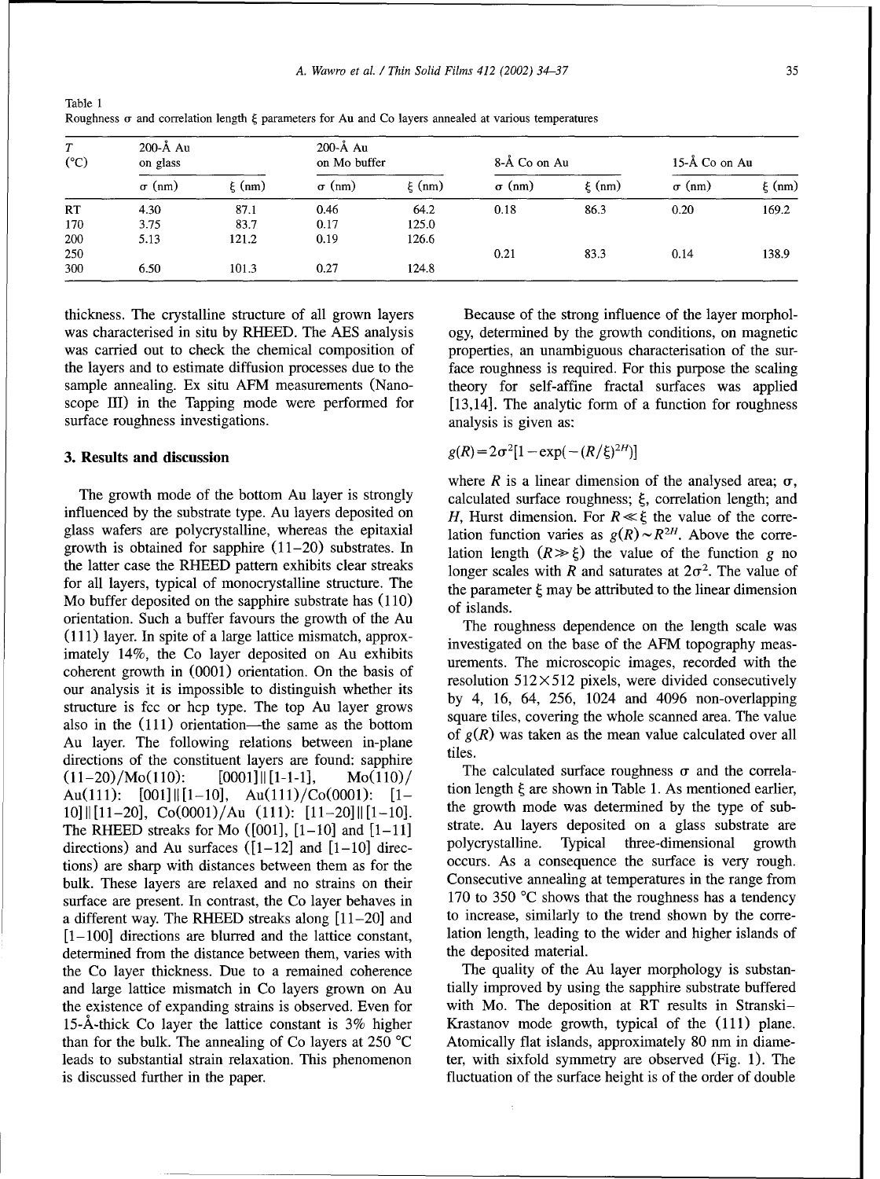Table 1
Roughness σ and correlation length ξ parameters for Au and Co layers annealed at various temperatures

| T (°C) | 200-Å Au on glass | | 200-Å Au on Mo buffer | | 8-Å Co on Au | | 15-Å Co on Au | |
|---|---|---|---|---|---|---|---|---|
| | σ (nm) | ξ (nm) | σ (nm) | ξ (nm) | σ (nm) | ξ (nm) | σ (nm) | ξ (nm) |
| RT | 4.30 | 87.1 | 0.46 | 64.2 | 0.18 | 86.3 | 0.20 | 169.2 |
| 170 | 3.75 | 83.7 | 0.17 | 125.0 | | | | |
| 200 | 5.13 | 121.2 | 0.19 | 126.6 | | | | |
| 250 | | | | | 0.21 | 83.3 | 0.14 | 138.9 |
| 300 | 6.50 | 101.3 | 0.27 | 124.8 | | | | |

thickness. The crystalline structure of all grown layers was characterised in situ by RHEED. The AES analysis was carried out to check the chemical composition of the layers and to estimate diffusion processes due to the sample annealing. Ex situ AFM measurements (Nanoscope III) in the Tapping mode were performed for surface roughness investigations.

## 3. Results and discussion

The growth mode of the bottom Au layer is strongly influenced by the substrate type. Au layers deposited on glass wafers are polycrystalline, whereas the epitaxial growth is obtained for sapphire (11–20) substrates. In the latter case the RHEED pattern exhibits clear streaks for all layers, typical of monocrystalline structure. The Mo buffer deposited on the sapphire substrate has (110) orientation. Such a buffer favours the growth of the Au (111) layer. In spite of a large lattice mismatch, approximately 14%, the Co layer deposited on Au exhibits coherent growth in (0001) orientation. On the basis of our analysis it is impossible to distinguish whether its structure is fcc or hcp type. The top Au layer grows also in the (111) orientation—the same as the bottom Au layer. The following relations between in-plane directions of the constituent layers are found: sapphire (11–20)/Mo(110): [0001]||[1-1-1], Mo(110)/Au(111): [001]||[1-10], Au(111)/Co(0001): [1-10]||[11-20], Co(0001)/Au (111): [11-20]||[1-10]. The RHEED streaks for Mo ([001], [1-10] and [1-11] directions) and Au surfaces ([1-12] and [1-10] directions) are sharp with distances between them as for the bulk. These layers are relaxed and no strains on their surface are present. In contrast, the Co layer behaves in a different way. The RHEED streaks along [11-20] and [1-100] directions are blurred and the lattice constant, determined from the distance between them, varies with the Co layer thickness. Due to a remained coherence and large lattice mismatch in Co layers grown on Au the existence of expanding strains is observed. Even for 15-Å-thick Co layer the lattice constant is 3% higher than for the bulk. The annealing of Co layers at 250 °C leads to substantial strain relaxation. This phenomenon is discussed further in the paper.

Because of the strong influence of the layer morphology, determined by the growth conditions, on magnetic properties, an unambiguous characterisation of the surface roughness is required. For this purpose the scaling theory for self-affine fractal surfaces was applied [13,14]. The analytic form of a function for roughness analysis is given as:

$$g(R) = 2\sigma^2[1 - \exp(-(R/\xi)^{2H})]$$

where $R$ is a linear dimension of the analysed area; $\sigma$, calculated surface roughness; $\xi$, correlation length; and $H$, Hurst dimension. For $R \ll \xi$ the value of the correlation function varies as $g(R) \sim R^{2H}$. Above the correlation length ($R \gg \xi$) the value of the function $g$ no longer scales with $R$ and saturates at $2\sigma^2$. The value of the parameter $\xi$ may be attributed to the linear dimension of islands.

The roughness dependence on the length scale was investigated on the base of the AFM topography measurements. The microscopic images, recorded with the resolution 512×512 pixels, were divided consecutively by 4, 16, 64, 256, 1024 and 4096 non-overlapping square tiles, covering the whole scanned area. The value of $g(R)$ was taken as the mean value calculated over all tiles.

The calculated surface roughness $\sigma$ and the correlation length $\xi$ are shown in Table 1. As mentioned earlier, the growth mode was determined by the type of substrate. Au layers deposited on a glass substrate are polycrystalline. Typical three-dimensional growth occurs. As a consequence the surface is very rough. Consecutive annealing at temperatures in the range from 170 to 350 °C shows that the roughness has a tendency to increase, similarly to the trend shown by the correlation length, leading to the wider and higher islands of the deposited material.

The quality of the Au layer morphology is substantially improved by using the sapphire substrate buffered with Mo. The deposition at RT results in Stranski–Krastanov mode growth, typical of the (111) plane. Atomically flat islands, approximately 80 nm in diameter, with sixfold symmetry are observed (Fig. 1). The fluctuation of the surface height is of the order of double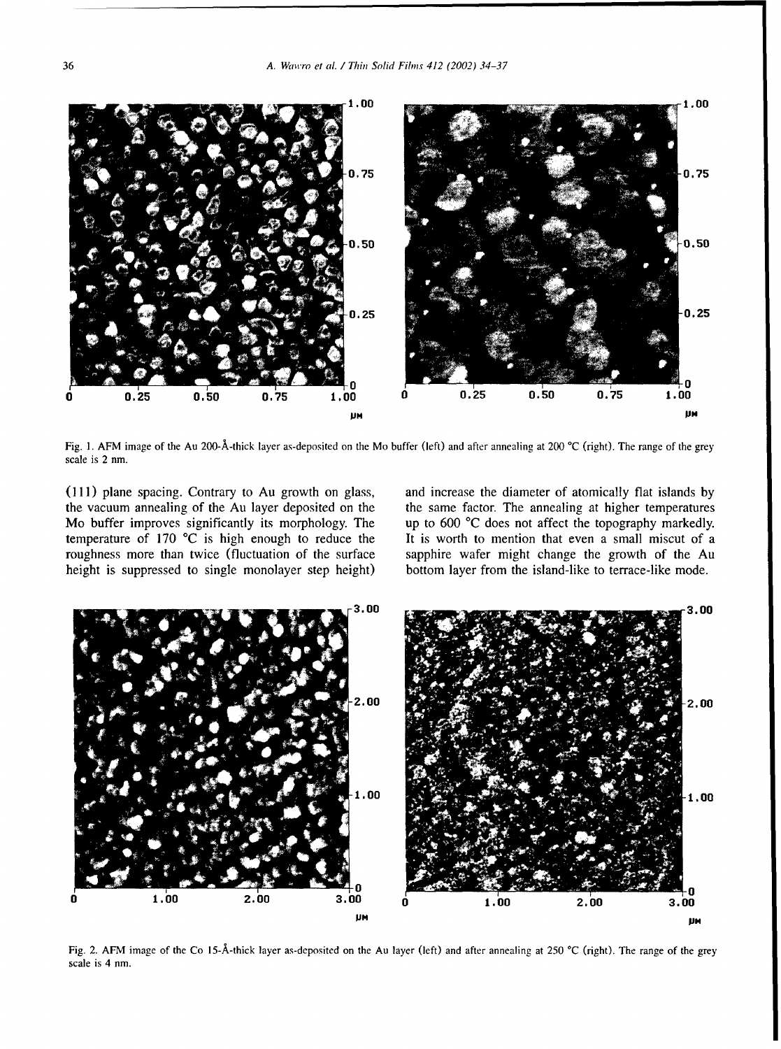Fig. 1. AFM image of the Au 200-Å-thick layer as-deposited on the Mo buffer (left) and after annealing at 200 °C (right). The range of the grey scale is 2 nm.

(111) plane spacing. Contrary to Au growth on glass, the vacuum annealing of the Au layer deposited on the Mo buffer improves significantly its morphology. The temperature of 170 °C is high enough to reduce the roughness more than twice (fluctuation of the surface height is suppressed to single monolayer step height) and increase the diameter of atomically flat islands by the same factor. The annealing at higher temperatures up to 600 °C does not affect the topography markedly. It is worth to mention that even a small miscut of a sapphire wafer might change the growth of the Au bottom layer from the island-like to terrace-like mode.

Fig. 2. AFM image of the Co 15-Å-thick layer as-deposited on the Au layer (left) and after annealing at 250 °C (right). The range of the grey scale is 4 nm.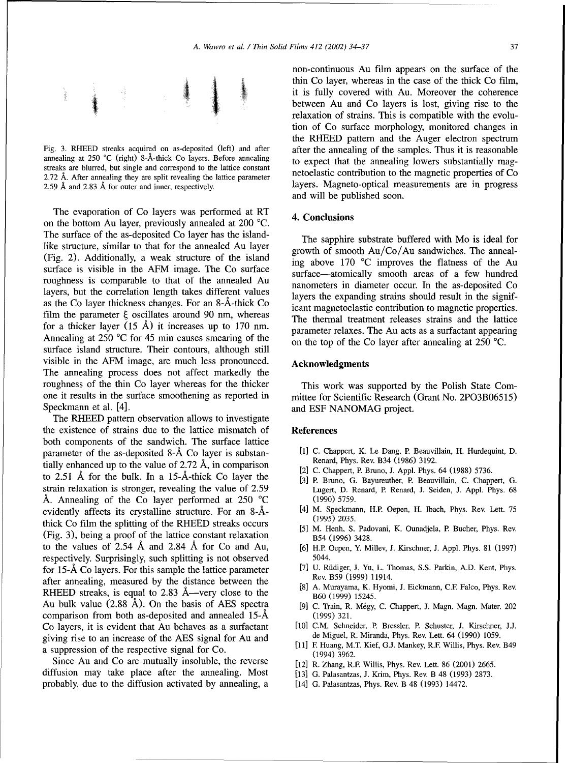Fig. 3. RHEED streaks acquired on as-deposited (left) and after annealing at 250 °C (right) 8-Å-thick Co layers. Before annealing streaks are blurred, but single and correspond to the lattice constant 2.72 Å. After annealing they are split revealing the lattice parameter 2.59 Å and 2.83 Å for outer and inner, respectively.

The evaporation of Co layers was performed at RT on the bottom Au layer, previously annealed at 200 °C. The surface of the as-deposited Co layer has the island-like structure, similar to that for the annealed Au layer (Fig. 2). Additionally, a weak structure of the island surface is visible in the AFM image. The Co surface roughness is comparable to that of the annealed Au layers, but the correlation length takes different values as the Co layer thickness changes. For an 8-Å-thick Co film the parameter $\xi$ oscillates around 90 nm, whereas for a thicker layer (15 Å) it increases up to 170 nm. Annealing at 250 °C for 45 min causes smearing of the surface island structure. Their contours, although still visible in the AFM image, are much less pronounced. The annealing process does not affect markedly the roughness of the thin Co layer whereas for the thicker one it results in the surface smoothening as reported in Speckmann et al. [4].

The RHEED pattern observation allows to investigate the existence of strains due to the lattice mismatch of both components of the sandwich. The surface lattice parameter of the as-deposited 8-Å Co layer is substantially enhanced up to the value of 2.72 Å, in comparison to 2.51 Å for the bulk. In a 15-Å-thick Co layer the strain relaxation is stronger, revealing the value of 2.59 Å. Annealing of the Co layer performed at 250 °C evidently affects its crystalline structure. For an 8-Å-thick Co film the splitting of the RHEED streaks occurs (Fig. 3), being a proof of the lattice constant relaxation to the values of 2.54 Å and 2.84 Å for Co and Au, respectively. Surprisingly, such splitting is not observed for 15-Å Co layers. For this sample the lattice parameter after annealing, measured by the distance between the RHEED streaks, is equal to 2.83 Å—very close to the Au bulk value (2.88 Å). On the basis of AES spectra comparison from both as-deposited and annealed 15-Å Co layers, it is evident that Au behaves as a surfactant giving rise to an increase of the AES signal for Au and a suppression of the respective signal for Co.

Since Au and Co are mutually insoluble, the reverse diffusion may take place after the annealing. Most probably, due to the diffusion activated by annealing, a non-continuous Au film appears on the surface of the thin Co layer, whereas in the case of the thick Co film, it is fully covered with Au. Moreover the coherence between Au and Co layers is lost, giving rise to the relaxation of strains. This is compatible with the evolution of Co surface morphology, monitored changes in the RHEED pattern and the Auger electron spectrum after the annealing of the samples. Thus it is reasonable to expect that the annealing lowers substantially magnetoelastic contribution to the magnetic properties of Co layers. Magneto-optical measurements are in progress and will be published soon.

## 4. Conclusions

The sapphire substrate buffered with Mo is ideal for growth of smooth Au/Co/Au sandwiches. The annealing above 170 °C improves the flatness of the Au surface—atomically smooth areas of a few hundred nanometers in diameter occur. In the as-deposited Co layers the expanding strains should result in the significant magnetoelastic contribution to magnetic properties. The thermal treatment releases strains and the lattice parameter relaxes. The Au acts as a surfactant appearing on the top of the Co layer after annealing at 250 °C.

## Acknowledgments

This work was supported by the Polish State Committee for Scientific Research (Grant No. 2PO3B06515) and ESF NANOMAG project.

## References

[1] C. Chappert, K. Le Dang, P. Beauvillain, H. Hurdequint, D. Renard, Phys. Rev. B34 (1986) 3192.

[2] C. Chappert, P. Bruno, J. Appl. Phys. 64 (1988) 5736.

[3] P. Bruno, G. Bayureuther, P. Beauvillain, C. Chappert, G. Lugert, D. Renard, P. Renard, J. Seiden, J. Appl. Phys. 68 (1990) 5759.

[4] M. Speckmann, H.P. Oepen, H. Ibach, Phys. Rev. Lett. 75 (1995) 2035.

[5] M. Henh, S. Padovani, K. Ounadjela, P. Bucher, Phys. Rev. B54 (1996) 3428.

[6] H.P. Oepen, Y. Millev, J. Kirschner, J. Appl. Phys. 81 (1997) 5044.

[7] U. Rüdiger, J. Yu, L. Thomas, S.S. Parkin, A.D. Kent, Phys. Rev. B59 (1999) 11914.

[8] A. Murayama, K. Hyomi, J. Eickmann, C.F. Falco, Phys. Rev. B60 (1999) 15245.

[9] C. Train, R. Mégy, C. Chappert, J. Magn. Magn. Mater. 202 (1999) 321.

[10] C.M. Schneider, P. Bressler, P. Schuster, J. Kirschner, J.J. de Miguel, R. Miranda, Phys. Rev. Lett. 64 (1990) 1059.

[11] F. Huang, M.T. Kief, G.J. Mankey, R.F. Willis, Phys. Rev. B49 (1994) 3962.

[12] R. Zhang, R.F. Willis, Phys. Rev. Lett. 86 (2001) 2665.

[13] G. Palasantzas, J. Krim, Phys. Rev. B 48 (1993) 2873.

[14] G. Palasantzas, Phys. Rev. B 48 (1993) 14472.